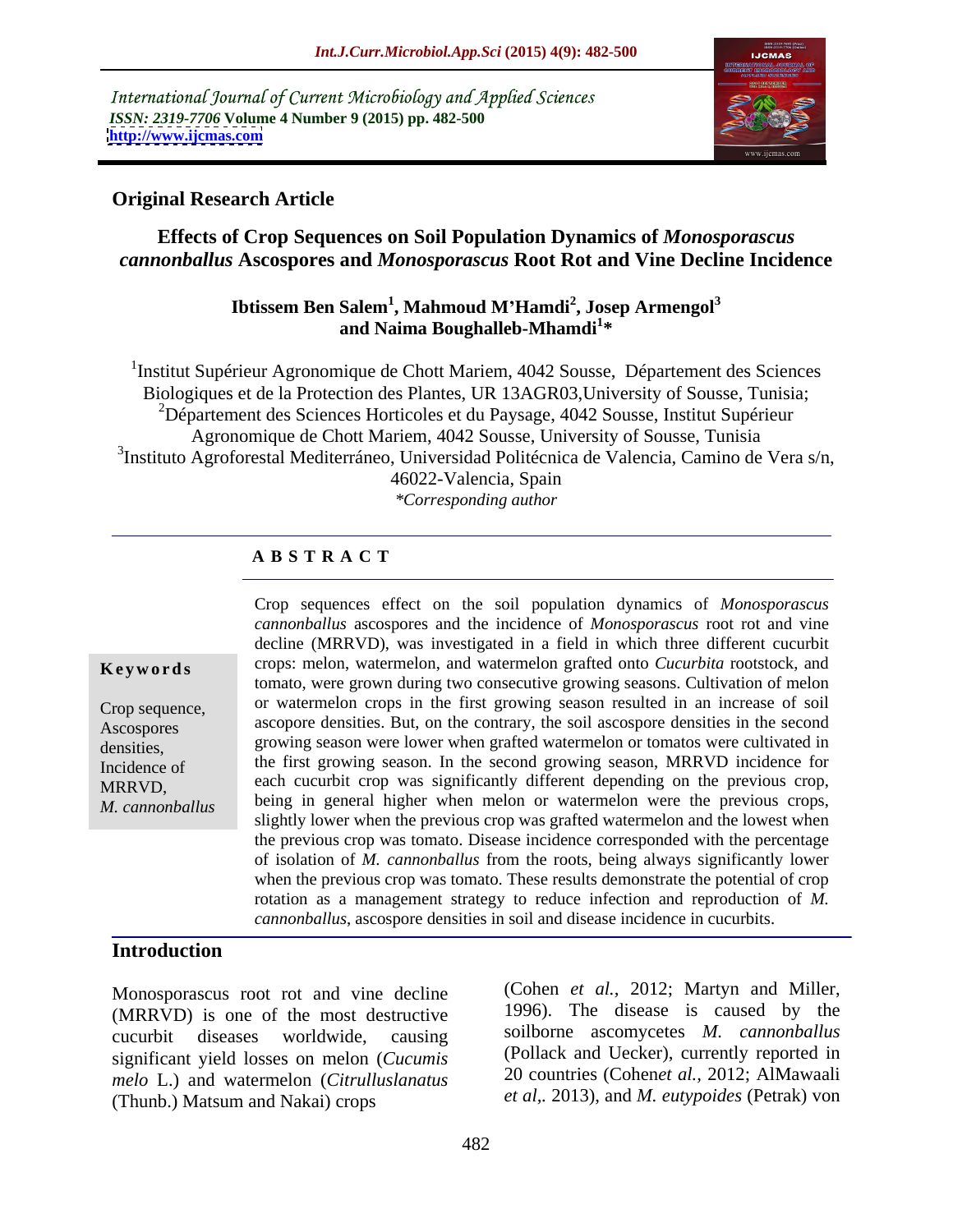International Journal of Current Microbiology and Applied Sciences
*ISSN: 2319-7706* **Volume 4 Number 9 (2015) pp. 482-500**
**http://www.ijcmas.com**

**Original Research Article**

# Effects of Crop Sequences on Soil Population Dynamics of *Monosporascus cannonballus* Ascospores and *Monosporascus* Root Rot and Vine Decline Incidence

**Ibtissem Ben Salem[1], Mahmoud M'Hamdi[2], Josep Armengol[3] and Naima Boughalleb-Mhamdi[1]***

[1]Institut Supérieur Agronomique de Chott Mariem, 4042 Sousse, Département des Sciences Biologiques et de la Protection des Plantes, UR 13AGR03,University of Sousse, Tunisia;
[2]Département des Sciences Horticoles et du Paysage, 4042 Sousse, Institut Supérieur Agronomique de Chott Mariem, 4042 Sousse, University of Sousse, Tunisia
[3]Instituto Agroforestal Mediterráneo, Universidad Politécnica de Valencia, Camino de Vera s/n, 46022-Valencia, Spain
*\*Corresponding author*

## ABSTRACT

**Keywords**

Crop sequence, Ascospores densities, Incidence of MRRVD, *M. cannonballus*

Crop sequences effect on the soil population dynamics of *Monosporascus cannonballus* ascospores and the incidence of *Monosporascus* root rot and vine decline (MRRVD), was investigated in a field in which three different cucurbit crops: melon, watermelon, and watermelon grafted onto *Cucurbita* rootstock, and tomato, were grown during two consecutive growing seasons. Cultivation of melon or watermelon crops in the first growing season resulted in an increase of soil ascopore densities. But, on the contrary, the soil ascospore densities in the second growing season were lower when grafted watermelon or tomatos were cultivated in the first growing season. In the second growing season, MRRVD incidence for each cucurbit crop was significantly different depending on the previous crop, being in general higher when melon or watermelon were the previous crops, slightly lower when the previous crop was grafted watermelon and the lowest when the previous crop was tomato. Disease incidence corresponded with the percentage of isolation of *M. cannonballus* from the roots, being always significantly lower when the previous crop was tomato. These results demonstrate the potential of crop rotation as a management strategy to reduce infection and reproduction of *M. cannonballus*, ascospore densities in soil and disease incidence in cucurbits.

## Introduction

Monosporascus root rot and vine decline (MRRVD) is one of the most destructive cucurbit diseases worldwide, causing significant yield losses on melon (*Cucumis melo* L.) and watermelon (*Citrulluslanatus* (Thunb.) Matsum and Nakai) crops (Cohen *et al.,* 2012; Martyn and Miller, 1996). The disease is caused by the soilborne ascomycetes *M. cannonballus* (Pollack and Uecker), currently reported in 20 countries (Cohen*et al.,* 2012; AlMawaali *et al,.* 2013), and *M. eutypoides* (Petrak) von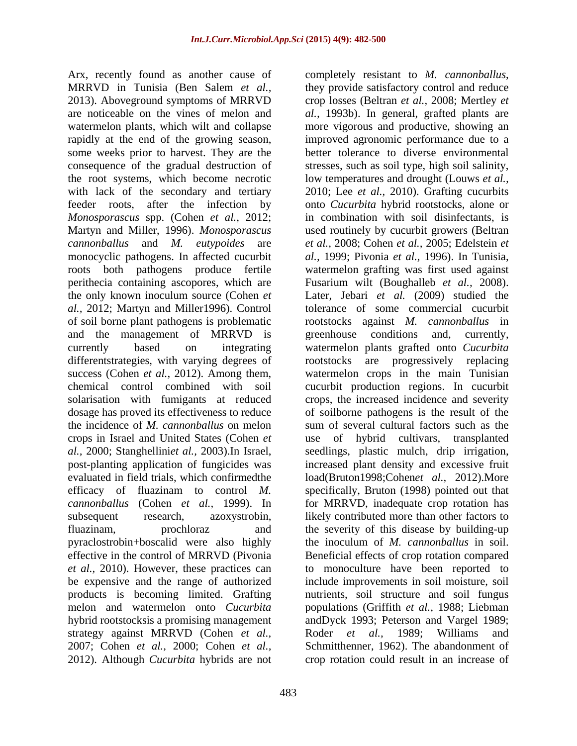Arx, recently found as another cause of MRRVD in Tunisia (Ben Salem *et al.,* 2013). Aboveground symptoms of MRRVD are noticeable on the vines of melon and watermelon plants, which wilt and collapse rapidly at the end of the growing season, some weeks prior to harvest. They are the consequence of the gradual destruction of the root systems, which become necrotic with lack of the secondary and tertiary feeder roots, after the infection by *Monosporascus* spp. (Cohen *et al.,* 2012; Martyn and Miller, 1996). *Monosporascus cannonballus* and *M. eutypoides* are monocyclic pathogens. In affected cucurbit roots both pathogens produce fertile perithecia containing ascopores, which are the only known inoculum source (Cohen *et al.,* 2012; Martyn and Miller1996). Control of soil borne plant pathogens is problematic and the management of MRRVD is currently based on integrating differentstrategies, with varying degrees of success (Cohen *et al.,* 2012). Among them, chemical control combined with soil solarisation with fumigants at reduced dosage has proved its effectiveness to reduce the incidence of *M. cannonballus* on melon crops in Israel and United States (Cohen *et al.,* 2000; Stanghellini*et al.,* 2003).In Israel, post-planting application of fungicides was evaluated in field trials, which confirmedthe efficacy of fluazinam to control *M. cannonballus* (Cohen *et al.,* 1999). In subsequent research, azoxystrobin, fluazinam, prochloraz and pyraclostrobin+boscalid were also highly effective in the control of MRRVD (Pivonia *et al.,* 2010). However, these practices can be expensive and the range of authorized products is becoming limited. Grafting melon and watermelon onto *Cucurbita* hybrid rootstocksis a promising management strategy against MRRVD (Cohen *et al.,* 2007; Cohen *et al.,* 2000; Cohen *et al.,* 2012). Although *Cucurbita* hybrids are not completely resistant to *M. cannonballus*, they provide satisfactory control and reduce crop losses (Beltran *et al.,* 2008; Mertley *et al.,* 1993b). In general, grafted plants are more vigorous and productive, showing an improved agronomic performance due to a better tolerance to diverse environmental stresses, such as soil type, high soil salinity, low temperatures and drought (Louws *et al.,* 2010; Lee *et al.,* 2010). Grafting cucurbits onto *Cucurbita* hybrid rootstocks, alone or in combination with soil disinfectants, is used routinely by cucurbit growers (Beltran *et al.,* 2008; Cohen *et al.,* 2005; Edelstein *et al.,* 1999; Pivonia *et al.,* 1996). In Tunisia, watermelon grafting was first used against Fusarium wilt (Boughalleb *et al.,* 2008). Later, Jebari *et al.* (2009) studied the tolerance of some commercial cucurbit rootstocks against *M. cannonballus* in greenhouse conditions and, currently, watermelon plants grafted onto *Cucurbita* rootstocks are progressively replacing watermelon crops in the main Tunisian cucurbit production regions. In cucurbit crops, the increased incidence and severity of soilborne pathogens is the result of the sum of several cultural factors such as the use of hybrid cultivars, transplanted seedlings, plastic mulch, drip irrigation, increased plant density and excessive fruit load(Bruton1998;Cohen*et al.,* 2012).More specifically, Bruton (1998) pointed out that for MRRVD, inadequate crop rotation has likely contributed more than other factors to the severity of this disease by building-up the inoculum of *M. cannonballus* in soil. Beneficial effects of crop rotation compared to monoculture have been reported to include improvements in soil moisture, soil nutrients, soil structure and soil fungus populations (Griffith *et al.,* 1988; Liebman andDyck 1993; Peterson and Vargel 1989; Roder *et al.,* 1989; Williams and Schmitthenner, 1962). The abandonment of crop rotation could result in an increase of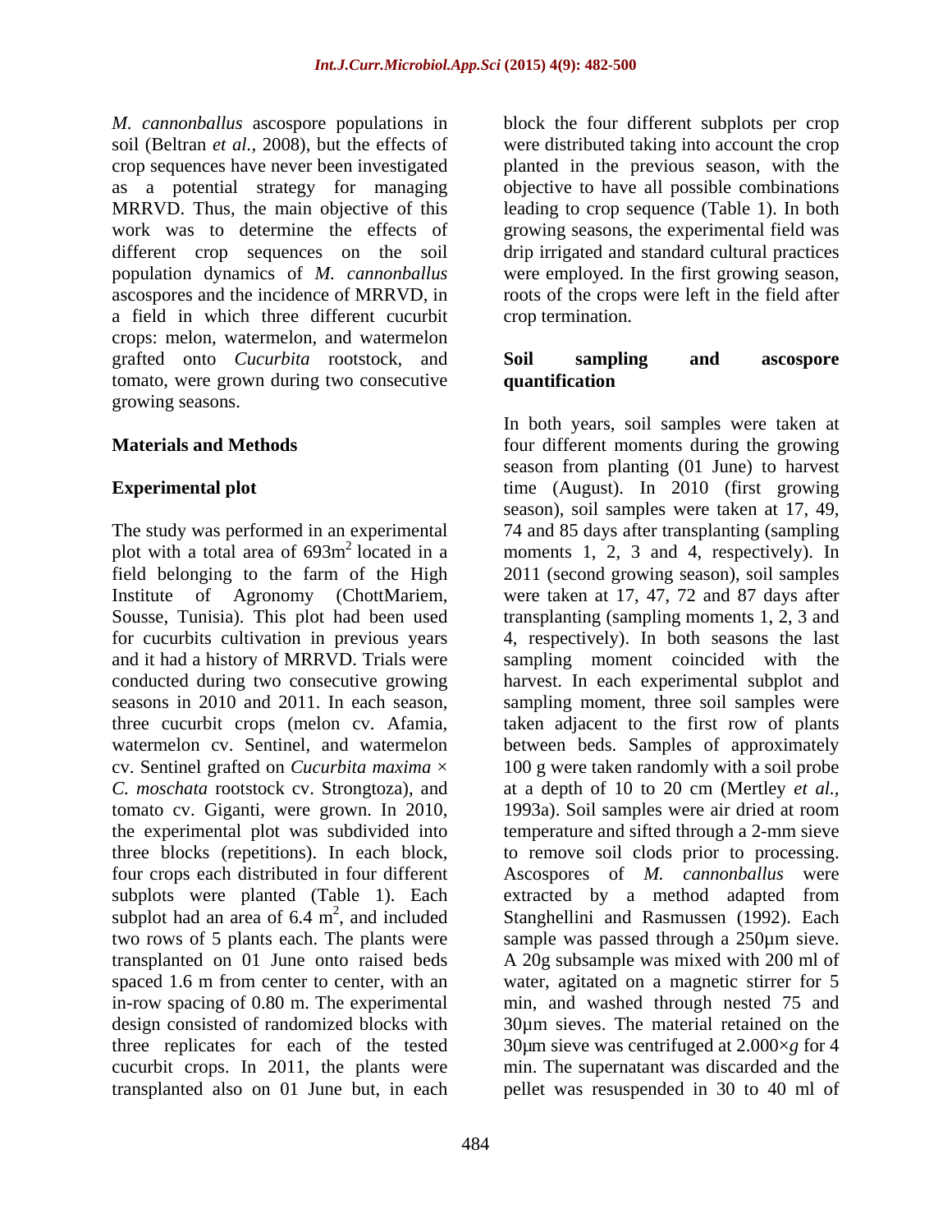*M. cannonballus* ascospore populations in soil (Beltran *et al.,* 2008), but the effects of crop sequences have never been investigated as a potential strategy for managing MRRVD. Thus, the main objective of this work was to determine the effects of different crop sequences on the soil population dynamics of *M. cannonballus* ascospores and the incidence of MRRVD, in a field in which three different cucurbit crops: melon, watermelon, and watermelon grafted onto *Cucurbita* rootstock, and tomato, were grown during two consecutive growing seasons.

## Materials and Methods

### Experimental plot

The study was performed in an experimental plot with a total area of 693m$^2$ located in a field belonging to the farm of the High Institute of Agronomy (ChottMariem, Sousse, Tunisia). This plot had been used for cucurbits cultivation in previous years and it had a history of MRRVD. Trials were conducted during two consecutive growing seasons in 2010 and 2011. In each season, three cucurbit crops (melon cv. Afamia, watermelon cv. Sentinel, and watermelon cv. Sentinel grafted on *Cucurbita maxima* × *C. moschata* rootstock cv. Strongtoza), and tomato cv. Giganti, were grown. In 2010, the experimental plot was subdivided into three blocks (repetitions). In each block, four crops each distributed in four different subplots were planted (Table 1). Each subplot had an area of 6.4 m$^2$, and included two rows of 5 plants each. The plants were transplanted on 01 June onto raised beds spaced 1.6 m from center to center, with an in-row spacing of 0.80 m. The experimental design consisted of randomized blocks with three replicates for each of the tested cucurbit crops. In 2011, the plants were transplanted also on 01 June but, in each block the four different subplots per crop were distributed taking into account the crop planted in the previous season, with the objective to have all possible combinations leading to crop sequence (Table 1). In both growing seasons, the experimental field was drip irrigated and standard cultural practices were employed. In the first growing season, roots of the crops were left in the field after crop termination.

### Soil sampling and ascospore quantification

In both years, soil samples were taken at four different moments during the growing season from planting (01 June) to harvest time (August). In 2010 (first growing season), soil samples were taken at 17, 49, 74 and 85 days after transplanting (sampling moments 1, 2, 3 and 4, respectively). In 2011 (second growing season), soil samples were taken at 17, 47, 72 and 87 days after transplanting (sampling moments 1, 2, 3 and 4, respectively). In both seasons the last sampling moment coincided with the harvest. In each experimental subplot and sampling moment, three soil samples were taken adjacent to the first row of plants between beds. Samples of approximately 100 g were taken randomly with a soil probe at a depth of 10 to 20 cm (Mertley *et al.,* 1993a). Soil samples were air dried at room temperature and sifted through a 2-mm sieve to remove soil clods prior to processing. Ascospores of *M. cannonballus* were extracted by a method adapted from Stanghellini and Rasmussen (1992). Each sample was passed through a 250µm sieve. A 20g subsample was mixed with 200 ml of water, agitated on a magnetic stirrer for 5 min, and washed through nested 75 and 30µm sieves. The material retained on the 30µm sieve was centrifuged at 2.000×*g* for 4 min. The supernatant was discarded and the pellet was resuspended in 30 to 40 ml of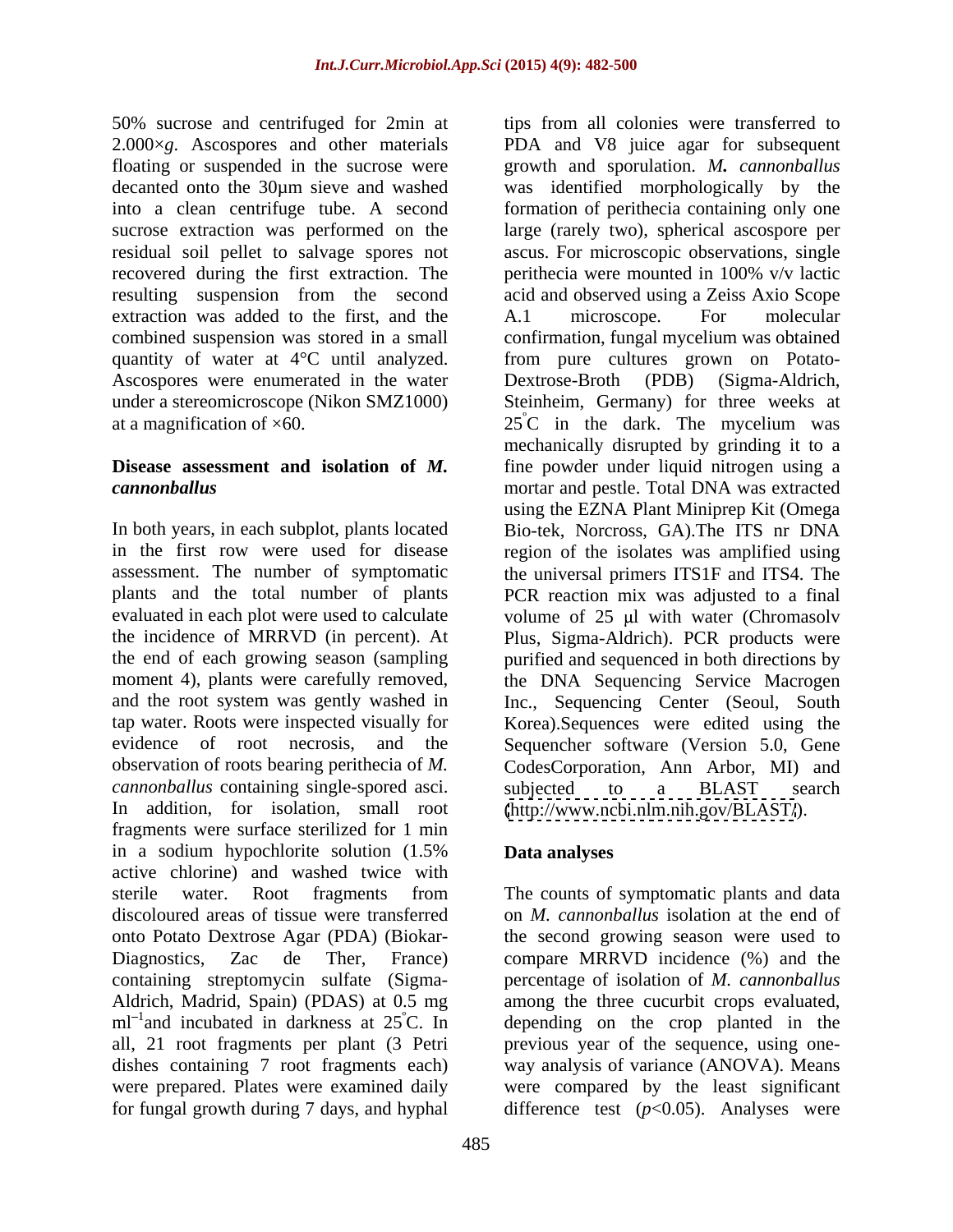50% sucrose and centrifuged for 2min at 2.000×*g*. Ascospores and other materials floating or suspended in the sucrose were decanted onto the 30µm sieve and washed into a clean centrifuge tube. A second sucrose extraction was performed on the residual soil pellet to salvage spores not recovered during the first extraction. The resulting suspension from the second extraction was added to the first, and the combined suspension was stored in a small quantity of water at 4°C until analyzed. Ascospores were enumerated in the water under a stereomicroscope (Nikon SMZ1000) at a magnification of ×60.

**Disease assessment and isolation of *M. cannonballus***

In both years, in each subplot, plants located in the first row were used for disease assessment. The number of symptomatic plants and the total number of plants evaluated in each plot were used to calculate the incidence of MRRVD (in percent). At the end of each growing season (sampling moment 4), plants were carefully removed, and the root system was gently washed in tap water. Roots were inspected visually for evidence of root necrosis, and the observation of roots bearing perithecia of *M. cannonballus* containing single-spored asci. In addition, for isolation, small root fragments were surface sterilized for 1 min in a sodium hypochlorite solution (1.5% active chlorine) and washed twice with sterile water. Root fragments from discoloured areas of tissue were transferred onto Potato Dextrose Agar (PDA) (Biokar-Diagnostics, Zac de Ther, France) containing streptomycin sulfate (Sigma-Aldrich, Madrid, Spain) (PDAS) at 0.5 mg $ml^{-1}$and incubated in darkness at 25°C. In all, 21 root fragments per plant (3 Petri dishes containing 7 root fragments each) were prepared. Plates were examined daily for fungal growth during 7 days, and hyphal tips from all colonies were transferred to PDA and V8 juice agar for subsequent growth and sporulation. ***M.*** *cannonballus* was identified morphologically by the formation of perithecia containing only one large (rarely two), spherical ascospore per ascus. For microscopic observations, single perithecia were mounted in 100% v/v lactic acid and observed using a Zeiss Axio Scope A.1 microscope. For molecular confirmation, fungal mycelium was obtained from pure cultures grown on Potato-Dextrose-Broth (PDB) (Sigma-Aldrich, Steinheim, Germany) for three weeks at 25°C in the dark. The mycelium was mechanically disrupted by grinding it to a fine powder under liquid nitrogen using a mortar and pestle. Total DNA was extracted using the EZNA Plant Miniprep Kit (Omega Bio-tek, Norcross, GA).The ITS nr DNA region of the isolates was amplified using the universal primers ITS1F and ITS4. The PCR reaction mix was adjusted to a final volume of 25 µl with water (Chromasolv Plus, Sigma-Aldrich). PCR products were purified and sequenced in both directions by the DNA Sequencing Service Macrogen Inc., Sequencing Center (Seoul, South Korea).Sequences were edited using the Sequencher software (Version 5.0, Gene CodesCorporation, Ann Arbor, MI) and subjected to a BLAST search (http://www.ncbi.nlm.nih.gov/BLAST/).

**Data analyses**

The counts of symptomatic plants and data on *M. cannonballus* isolation at the end of the second growing season were used to compare MRRVD incidence (%) and the percentage of isolation of *M. cannonballus* among the three cucurbit crops evaluated, depending on the crop planted in the previous year of the sequence, using one-way analysis of variance (ANOVA). Means were compared by the least significant difference test ($p$<0.05). Analyses were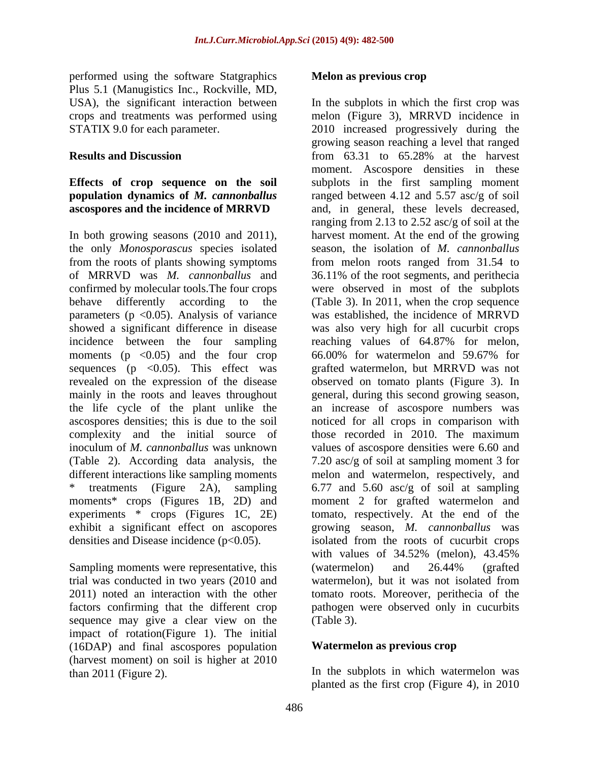performed using the software Statgraphics Plus 5.1 (Manugistics Inc., Rockville, MD, USA), the significant interaction between crops and treatments was performed using STATIX 9.0 for each parameter.

## Results and Discussion

### Effects of crop sequence on the soil population dynamics of *M. cannonballus* ascospores and the incidence of MRRVD

In both growing seasons (2010 and 2011), the only *Monosporascus* species isolated from the roots of plants showing symptoms of MRRVD was *M. cannonballus* and confirmed by molecular tools.The four crops behave differently according to the parameters ($p < 0.05$). Analysis of variance showed a significant difference in disease incidence between the four sampling moments ($p < 0.05$) and the four crop sequences ($p < 0.05$). This effect was revealed on the expression of the disease mainly in the roots and leaves throughout the life cycle of the plant unlike the ascospores densities; this is due to the soil complexity and the initial source of inoculum of *M. cannonballus* was unknown (Table 2). According data analysis, the different interactions like sampling moments * treatments (Figure 2A), sampling moments* crops (Figures 1B, 2D) and experiments * crops (Figures 1C, 2E) exhibit a significant effect on ascopores densities and Disease incidence ($p<0.05$).

Sampling moments were representative, this trial was conducted in two years (2010 and 2011) noted an interaction with the other factors confirming that the different crop sequence may give a clear view on the impact of rotation(Figure 1). The initial (16DAP) and final ascospores population (harvest moment) on soil is higher at 2010 than 2011 (Figure 2).

### Melon as previous crop

In the subplots in which the first crop was melon (Figure 3), MRRVD incidence in 2010 increased progressively during the growing season reaching a level that ranged from 63.31 to 65.28% at the harvest moment. Ascospore densities in these subplots in the first sampling moment ranged between 4.12 and 5.57 asc/g of soil and, in general, these levels decreased, ranging from 2.13 to 2.52 asc/g of soil at the harvest moment. At the end of the growing season, the isolation of *M. cannonballus* from melon roots ranged from 31.54 to 36.11% of the root segments, and perithecia were observed in most of the subplots (Table 3). In 2011, when the crop sequence was established, the incidence of MRRVD was also very high for all cucurbit crops reaching values of 64.87% for melon, 66.00% for watermelon and 59.67% for grafted watermelon, but MRRVD was not observed on tomato plants (Figure 3). In general, during this second growing season, an increase of ascospore numbers was noticed for all crops in comparison with those recorded in 2010. The maximum values of ascospore densities were 6.60 and 7.20 asc/g of soil at sampling moment 3 for melon and watermelon, respectively, and 6.77 and 5.60 asc/g of soil at sampling moment 2 for grafted watermelon and tomato, respectively. At the end of the growing season, *M. cannonballus* was isolated from the roots of cucurbit crops with values of 34.52% (melon), 43.45% (watermelon) and 26.44% (grafted watermelon), but it was not isolated from tomato roots. Moreover, perithecia of the pathogen were observed only in cucurbits (Table 3).

### Watermelon as previous crop

In the subplots in which watermelon was planted as the first crop (Figure 4), in 2010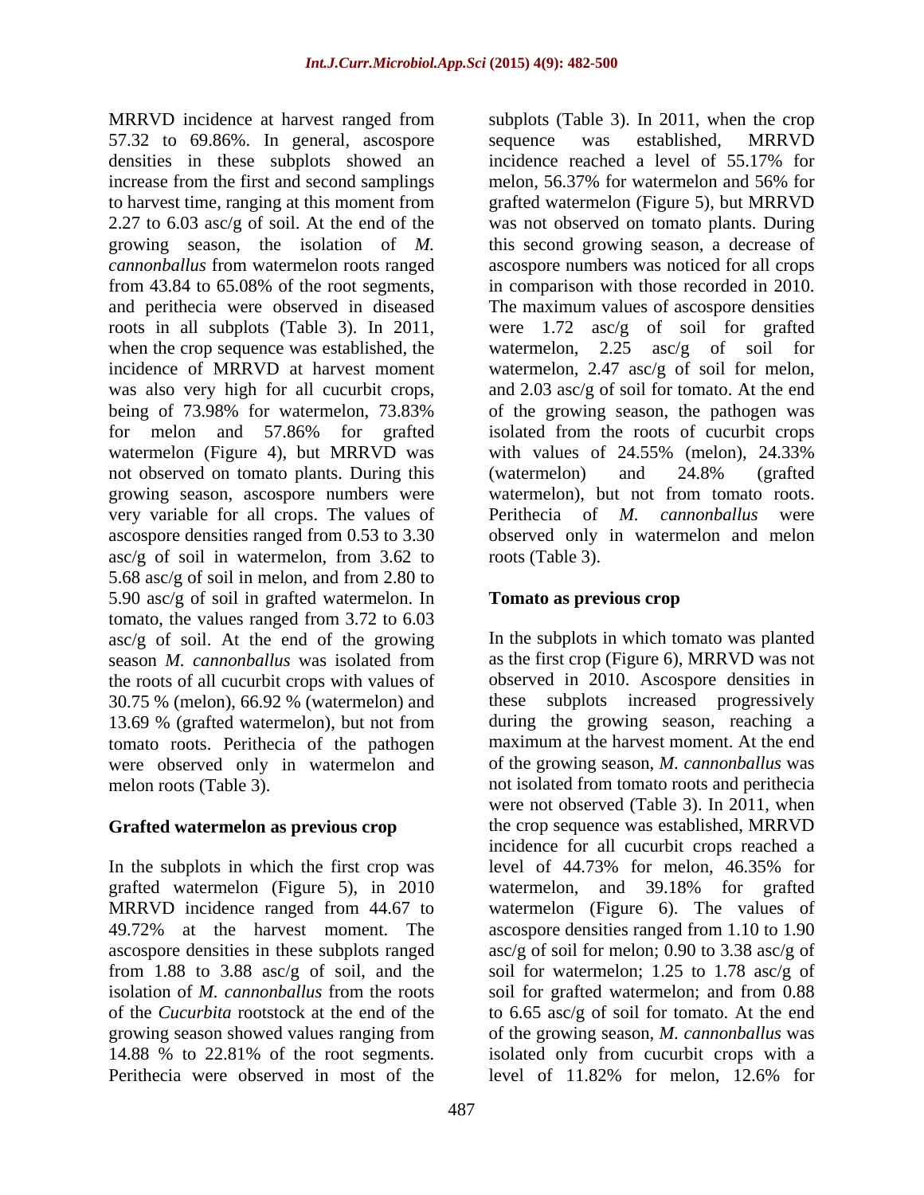MRRVD incidence at harvest ranged from 57.32 to 69.86%. In general, ascospore densities in these subplots showed an increase from the first and second samplings to harvest time, ranging at this moment from 2.27 to 6.03 asc/g of soil. At the end of the growing season, the isolation of *M. cannonballus* from watermelon roots ranged from 43.84 to 65.08% of the root segments, and perithecia were observed in diseased roots in all subplots (Table 3). In 2011, when the crop sequence was established, the incidence of MRRVD at harvest moment was also very high for all cucurbit crops, being of 73.98% for watermelon, 73.83% for melon and 57.86% for grafted watermelon (Figure 4), but MRRVD was not observed on tomato plants. During this growing season, ascospore numbers were very variable for all crops. The values of ascospore densities ranged from 0.53 to 3.30 asc/g of soil in watermelon, from 3.62 to 5.68 asc/g of soil in melon, and from 2.80 to 5.90 asc/g of soil in grafted watermelon. In tomato, the values ranged from 3.72 to 6.03 asc/g of soil. At the end of the growing season *M. cannonballus* was isolated from the roots of all cucurbit crops with values of 30.75 % (melon), 66.92 % (watermelon) and 13.69 % (grafted watermelon), but not from tomato roots. Perithecia of the pathogen were observed only in watermelon and melon roots (Table 3).

### Grafted watermelon as previous crop

In the subplots in which the first crop was grafted watermelon (Figure 5), in 2010 MRRVD incidence ranged from 44.67 to 49.72% at the harvest moment. The ascospore densities in these subplots ranged from 1.88 to 3.88 asc/g of soil, and the isolation of *M. cannonballus* from the roots of the *Cucurbita* rootstock at the end of the growing season showed values ranging from 14.88 % to 22.81% of the root segments. Perithecia were observed in most of the subplots (Table 3). In 2011, when the crop sequence was established, MRRVD incidence reached a level of 55.17% for melon, 56.37% for watermelon and 56% for grafted watermelon (Figure 5), but MRRVD was not observed on tomato plants. During this second growing season, a decrease of ascospore numbers was noticed for all crops in comparison with those recorded in 2010. The maximum values of ascospore densities were 1.72 asc/g of soil for grafted watermelon, 2.25 asc/g of soil for watermelon, 2.47 asc/g of soil for melon, and 2.03 asc/g of soil for tomato. At the end of the growing season, the pathogen was isolated from the roots of cucurbit crops with values of 24.55% (melon), 24.33% (watermelon) and 24.8% (grafted watermelon), but not from tomato roots. Perithecia of *M. cannonballus* were observed only in watermelon and melon roots (Table 3).

### Tomato as previous crop

In the subplots in which tomato was planted as the first crop (Figure 6), MRRVD was not observed in 2010. Ascospore densities in these subplots increased progressively during the growing season, reaching a maximum at the harvest moment. At the end of the growing season, *M. cannonballus* was not isolated from tomato roots and perithecia were not observed (Table 3). In 2011, when the crop sequence was established, MRRVD incidence for all cucurbit crops reached a level of 44.73% for melon, 46.35% for watermelon, and 39.18% for grafted watermelon (Figure 6). The values of ascospore densities ranged from 1.10 to 1.90 asc/g of soil for melon; 0.90 to 3.38 asc/g of soil for watermelon; 1.25 to 1.78 asc/g of soil for grafted watermelon; and from 0.88 to 6.65 asc/g of soil for tomato. At the end of the growing season, *M. cannonballus* was isolated only from cucurbit crops with a level of 11.82% for melon, 12.6% for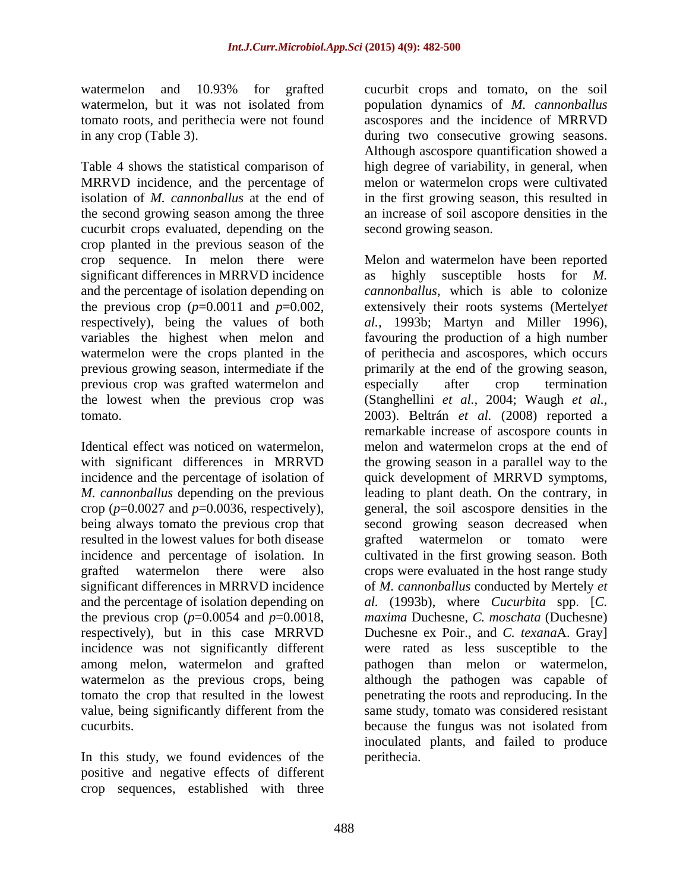watermelon and 10.93% for grafted watermelon, but it was not isolated from tomato roots, and perithecia were not found in any crop (Table 3).

Table 4 shows the statistical comparison of MRRVD incidence, and the percentage of isolation of *M. cannonballus* at the end of the second growing season among the three cucurbit crops evaluated, depending on the crop planted in the previous season of the crop sequence. In melon there were significant differences in MRRVD incidence and the percentage of isolation depending on the previous crop ($p$=0.0011 and $p$=0.002, respectively), being the values of both variables the highest when melon and watermelon were the crops planted in the previous growing season, intermediate if the previous crop was grafted watermelon and the lowest when the previous crop was tomato.

Identical effect was noticed on watermelon, with significant differences in MRRVD incidence and the percentage of isolation of *M. cannonballus* depending on the previous crop ($p$=0.0027 and $p$=0.0036, respectively), being always tomato the previous crop that resulted in the lowest values for both disease incidence and percentage of isolation. In grafted watermelon there were also significant differences in MRRVD incidence and the percentage of isolation depending on the previous crop ($p$=0.0054 and $p$=0.0018, respectively), but in this case MRRVD incidence was not significantly different among melon, watermelon and grafted watermelon as the previous crops, being tomato the crop that resulted in the lowest value, being significantly different from the cucurbits.

In this study, we found evidences of the positive and negative effects of different crop sequences, established with three cucurbit crops and tomato, on the soil population dynamics of *M. cannonballus* ascospores and the incidence of MRRVD during two consecutive growing seasons. Although ascospore quantification showed a high degree of variability, in general, when melon or watermelon crops were cultivated in the first growing season, this resulted in an increase of soil ascopore densities in the second growing season.

Melon and watermelon have been reported as highly susceptible hosts for *M. cannonballus*, which is able to colonize extensively their roots systems (Mertely*et al.,* 1993b; Martyn and Miller 1996), favouring the production of a high number of perithecia and ascospores, which occurs primarily at the end of the growing season, especially after crop termination (Stanghellini *et al.,* 2004; Waugh *et al.,* 2003). Beltrán *et al.* (2008) reported a remarkable increase of ascospore counts in melon and watermelon crops at the end of the growing season in a parallel way to the quick development of MRRVD symptoms, leading to plant death. On the contrary, in general, the soil ascospore densities in the second growing season decreased when grafted watermelon or tomato were cultivated in the first growing season. Both crops were evaluated in the host range study of *M. cannonballus* conducted by Mertely *et al.* (1993b), where *Cucurbita* spp. [*C. maxima* Duchesne, *C. moschata* (Duchesne) Duchesne ex Poir., and *C. texana*A. Gray] were rated as less susceptible to the pathogen than melon or watermelon, although the pathogen was capable of penetrating the roots and reproducing. In the same study, tomato was considered resistant because the fungus was not isolated from inoculated plants, and failed to produce perithecia.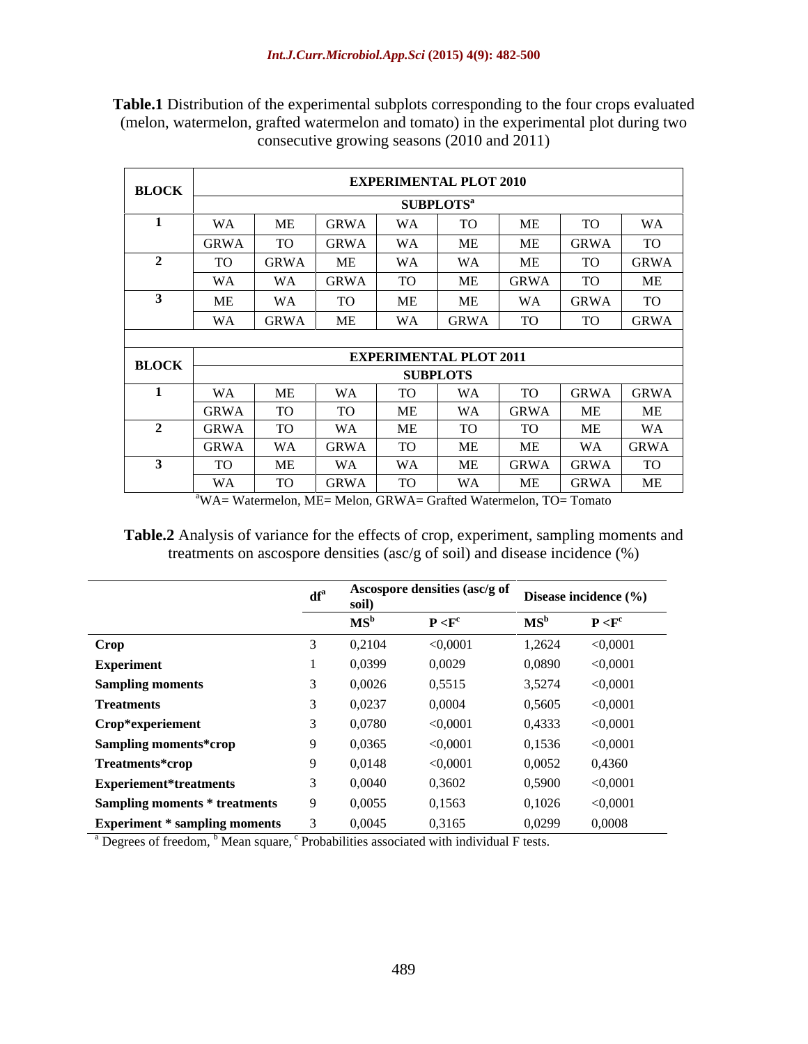**Table.1** Distribution of the experimental subplots corresponding to the four crops evaluated (melon, watermelon, grafted watermelon and tomato) in the experimental plot during two consecutive growing seasons (2010 and 2011)

| BLOCK | EXPERIMENTAL PLOT 2010 | | | | | | | |
|---|---|---|---|---|---|---|---|---|
| | SUBPLOTS[a] | | | | | | | |
| 1 | WA | ME | GRWA | WA | TO | ME | TO | WA |
| | GRWA | TO | GRWA | WA | ME | ME | GRWA | TO |
| 2 | TO | GRWA | ME | WA | WA | ME | TO | GRWA |
| | WA | WA | GRWA | TO | ME | GRWA | TO | ME |
| 3 | ME | WA | TO | ME | ME | WA | GRWA | TO |
| | WA | GRWA | ME | WA | GRWA | TO | TO | GRWA |
| BLOCK | EXPERIMENTAL PLOT 2011 | | | | | | | |
| | SUBPLOTS | | | | | | | |
| 1 | WA | ME | WA | TO | WA | TO | GRWA | GRWA |
| | GRWA | TO | TO | ME | WA | GRWA | ME | ME |
| 2 | GRWA | TO | WA | ME | TO | TO | ME | WA |
| | GRWA | WA | GRWA | TO | ME | ME | WA | GRWA |
| 3 | TO | ME | WA | WA | ME | GRWA | GRWA | TO |
| | WA | TO | GRWA | TO | WA | ME | GRWA | ME |

[a]WA= Watermelon, ME= Melon, GRWA= Grafted Watermelon, TO= Tomato

**Table.2** Analysis of variance for the effects of crop, experiment, sampling moments and treatments on ascospore densities (asc/g of soil) and disease incidence (%)

| | df[a] | Ascospore densities (asc/g of soil) | | Disease incidence (%) | |
|---|---|---|---|---|---|
| | | MS[b] | P <F[c] | MS[b] | P <F[c] |
| **Crop** | 3 | 0,2104 | <0,0001 | 1,2624 | <0,0001 |
| **Experiment** | 1 | 0,0399 | 0,0029 | 0,0890 | <0,0001 |
| **Sampling moments** | 3 | 0,0026 | 0,5515 | 3,5274 | <0,0001 |
| **Treatments** | 3 | 0,0237 | 0,0004 | 0,5605 | <0,0001 |
| **Crop*experiement** | 3 | 0,0780 | <0,0001 | 0,4333 | <0,0001 |
| **Sampling moments*crop** | 9 | 0,0365 | <0,0001 | 0,1536 | <0,0001 |
| **Treatments*crop** | 9 | 0,0148 | <0,0001 | 0,0052 | 0,4360 |
| **Experiement*treatments** | 3 | 0,0040 | 0,3602 | 0,5900 | <0,0001 |
| **Sampling moments * treatments** | 9 | 0,0055 | 0,1563 | 0,1026 | <0,0001 |
| **Experiment * sampling moments** | 3 | 0,0045 | 0,3165 | 0,0299 | 0,0008 |

[a] Degrees of freedom, [b] Mean square, [c] Probabilities associated with individual F tests.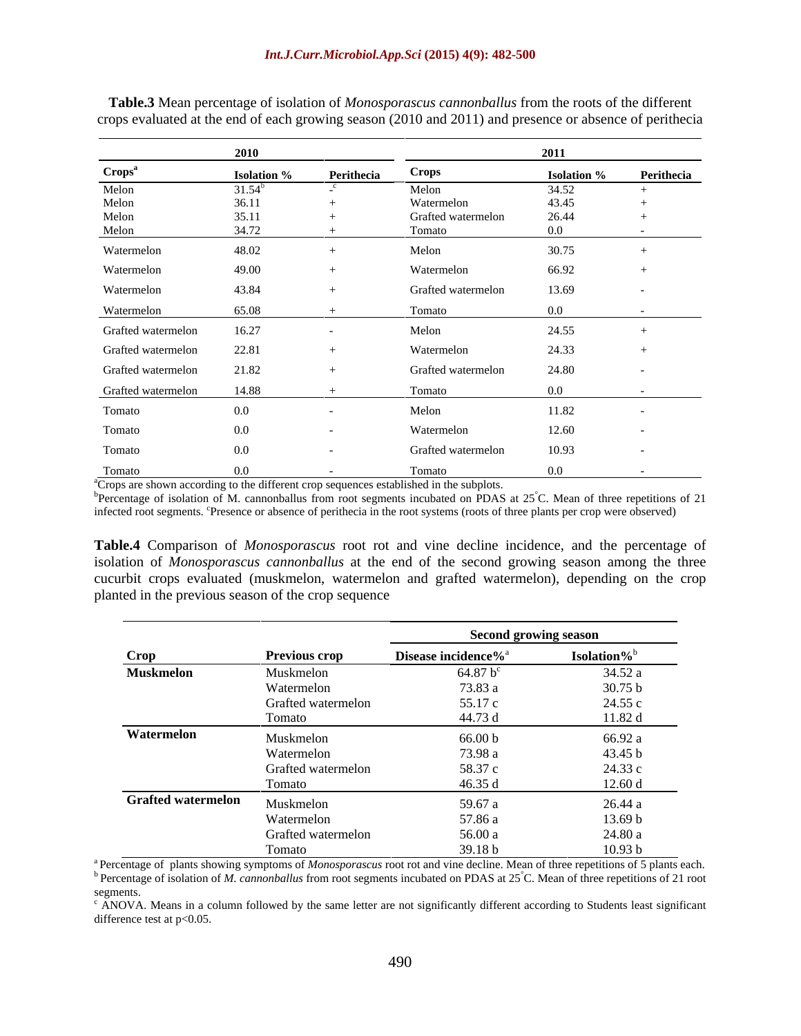**Table.3** Mean percentage of isolation of *Monosporascus cannonballus* from the roots of the different crops evaluated at the end of each growing season (2010 and 2011) and presence or absence of perithecia

| 2010 | | | 2011 | | |
|---|---|---|---|---|---|
| Crops[a] | Isolation % | Perithecia | Crops | Isolation % | Perithecia |
| Melon | 31.54[b] | -[c] | Melon | 34.52 | + |
| Melon | 36.11 | + | Watermelon | 43.45 | + |
| Melon | 35.11 | + | Grafted watermelon | 26.44 | + |
| Melon | 34.72 | + | Tomato | 0.0 | - |
| Watermelon | 48.02 | + | Melon | 30.75 | + |
| Watermelon | 49.00 | + | Watermelon | 66.92 | + |
| Watermelon | 43.84 | + | Grafted watermelon | 13.69 | - |
| Watermelon | 65.08 | + | Tomato | 0.0 | - |
| Grafted watermelon | 16.27 | - | Melon | 24.55 | + |
| Grafted watermelon | 22.81 | + | Watermelon | 24.33 | + |
| Grafted watermelon | 21.82 | + | Grafted watermelon | 24.80 | - |
| Grafted watermelon | 14.88 | + | Tomato | 0.0 | - |
| Tomato | 0.0 | - | Melon | 11.82 | - |
| Tomato | 0.0 | - | Watermelon | 12.60 | - |
| Tomato | 0.0 | - | Grafted watermelon | 10.93 | - |
| Tomato | 0.0 | - | Tomato | 0.0 | - |

[a]Crops are shown according to the different crop sequences established in the subplots.
[b]Percentage of isolation of M. cannonballus from root segments incubated on PDAS at 25°C. Mean of three repetitions of 21 infected root segments. [c]Presence or absence of perithecia in the root systems (roots of three plants per crop were observed)

**Table.4** Comparison of *Monosporascus* root rot and vine decline incidence, and the percentage of isolation of *Monosporascus cannonballus* at the end of the second growing season among the three cucurbit crops evaluated (muskmelon, watermelon and grafted watermelon), depending on the crop planted in the previous season of the crop sequence

| | | Second growing season | |
|---|---|---|---|
| Crop | Previous crop | Disease incidence%[a] | Isolation%[b] |
| **Muskmelon** | Muskmelon | 64.87 b[c] | 34.52 a |
| | Watermelon | 73.83 a | 30.75 b |
| | Grafted watermelon | 55.17 c | 24.55 c |
| | Tomato | 44.73 d | 11.82 d |
| **Watermelon** | Muskmelon | 66.00 b | 66.92 a |
| | Watermelon | 73.98 a | 43.45 b |
| | Grafted watermelon | 58.37 c | 24.33 c |
| | Tomato | 46.35 d | 12.60 d |
| **Grafted watermelon** | Muskmelon | 59.67 a | 26.44 a |
| | Watermelon | 57.86 a | 13.69 b |
| | Grafted watermelon | 56.00 a | 24.80 a |
| | Tomato | 39.18 b | 10.93 b |

[a] Percentage of plants showing symptoms of *Monosporascus* root rot and vine decline. Mean of three repetitions of 5 plants each.
[b] Percentage of isolation of *M. cannonballus* from root segments incubated on PDAS at 25°C. Mean of three repetitions of 21 root segments.
[c] ANOVA. Means in a column followed by the same letter are not significantly different according to Students least significant difference test at $p<0.05$.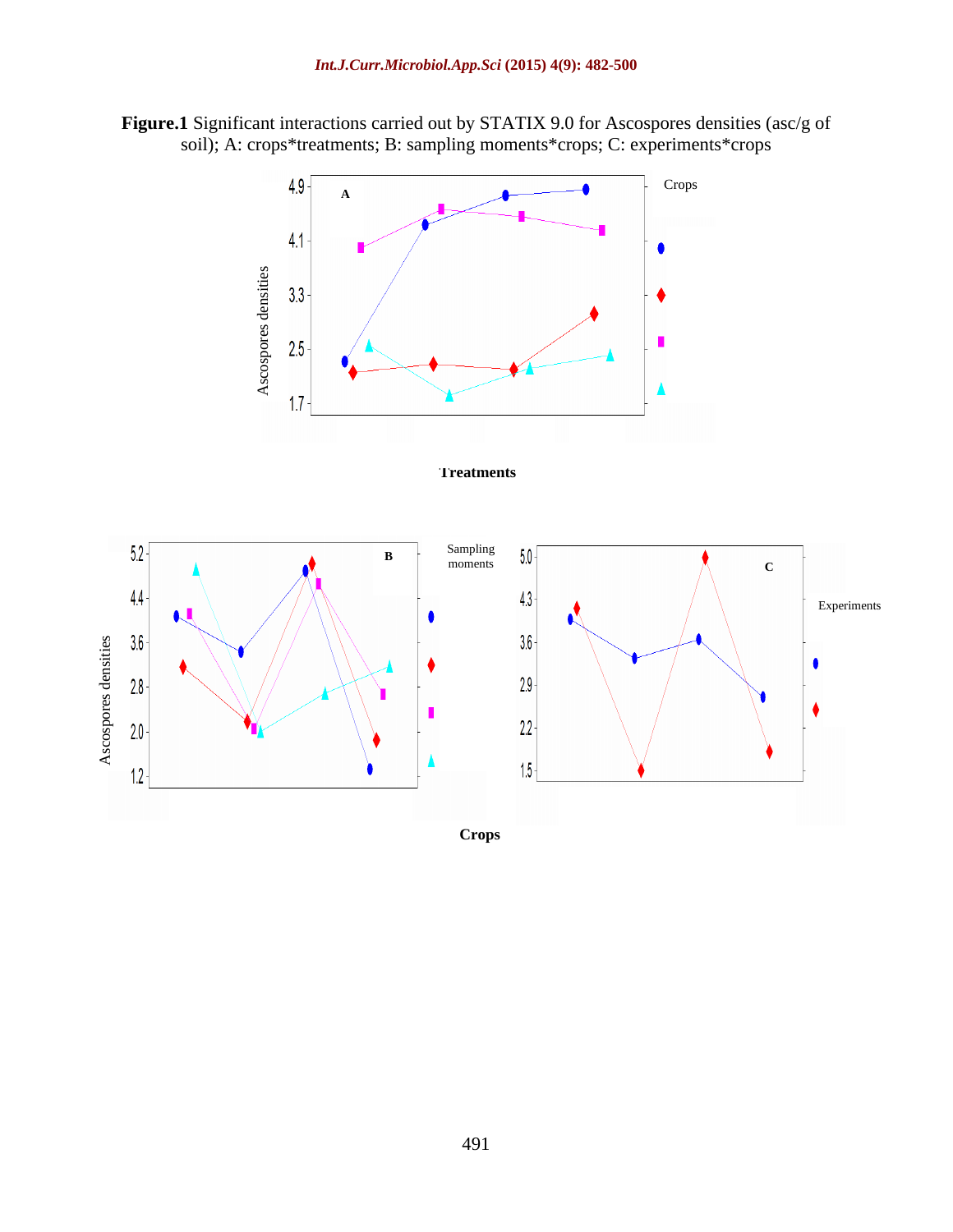**Figure.1** Significant interactions carried out by STATIX 9.0 for Ascospores densities (asc/g of soil); A: crops*treatments; B: sampling moments*crops; C: experiments*crops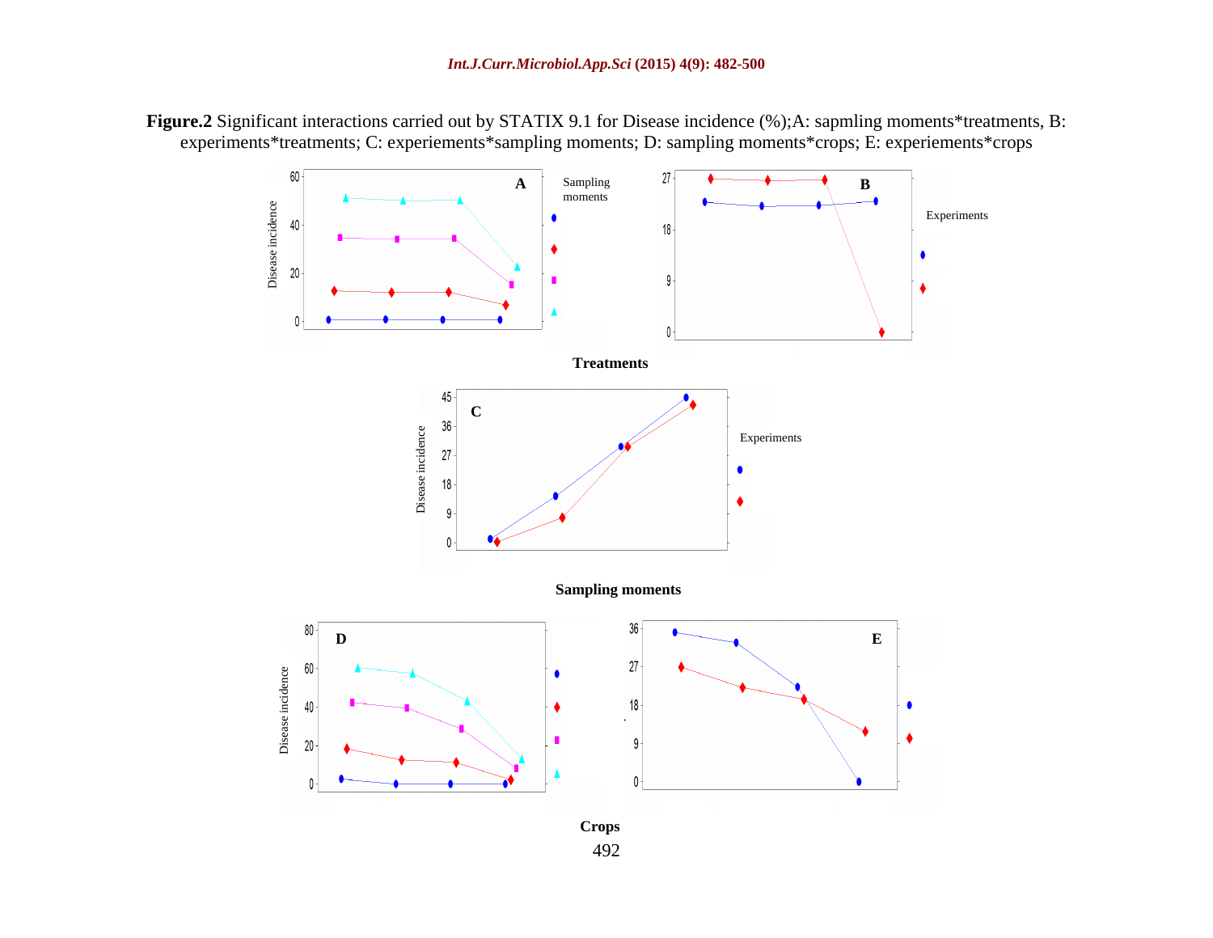**Figure.2** Significant interactions carried out by STATIX 9.1 for Disease incidence (%);A: sapmling moments*treatments, B: experiments*treatments; C: experiements*sampling moments; D: sampling moments*crops; E: experiements*crops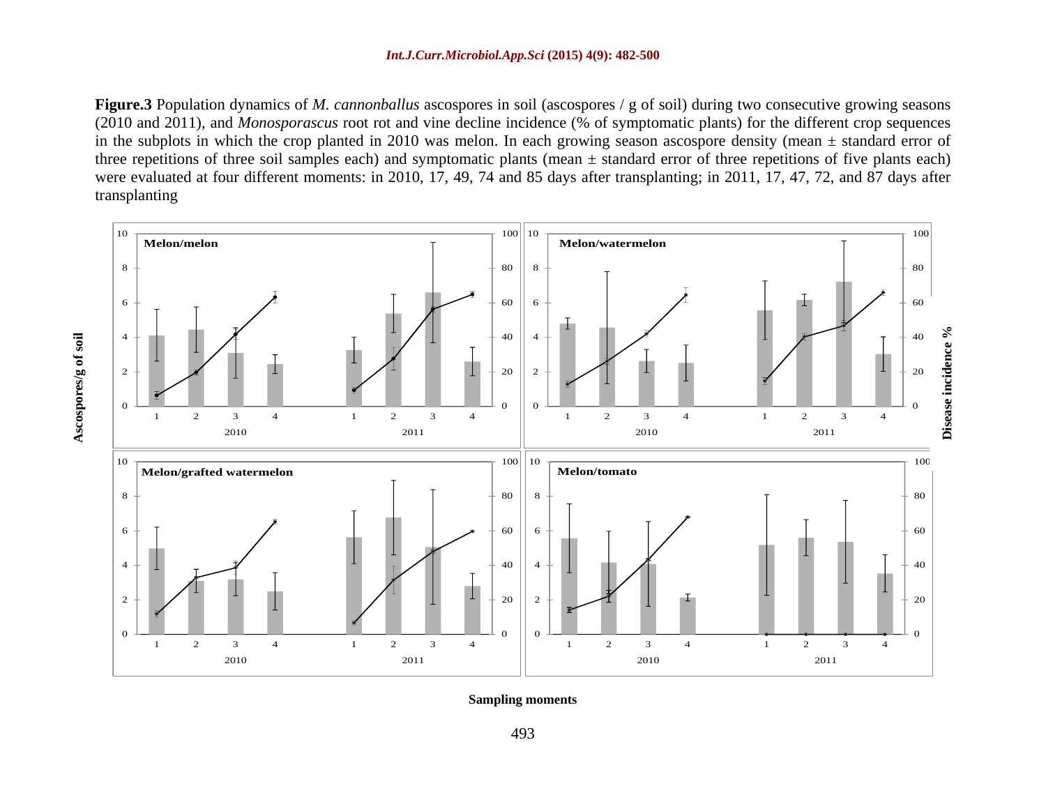**Figure.3** Population dynamics of *M. cannonballus* ascospores in soil (ascospores / g of soil) during two consecutive growing seasons (2010 and 2011), and *Monosporascus* root rot and vine decline incidence (% of symptomatic plants) for the different crop sequences in the subplots in which the crop planted in 2010 was melon. In each growing season ascospore density (mean ± standard error of three repetitions of three soil samples each) and symptomatic plants (mean ± standard error of three repetitions of five plants each) were evaluated at four different moments: in 2010, 17, 49, 74 and 85 days after transplanting; in 2011, 17, 47, 72, and 87 days after transplanting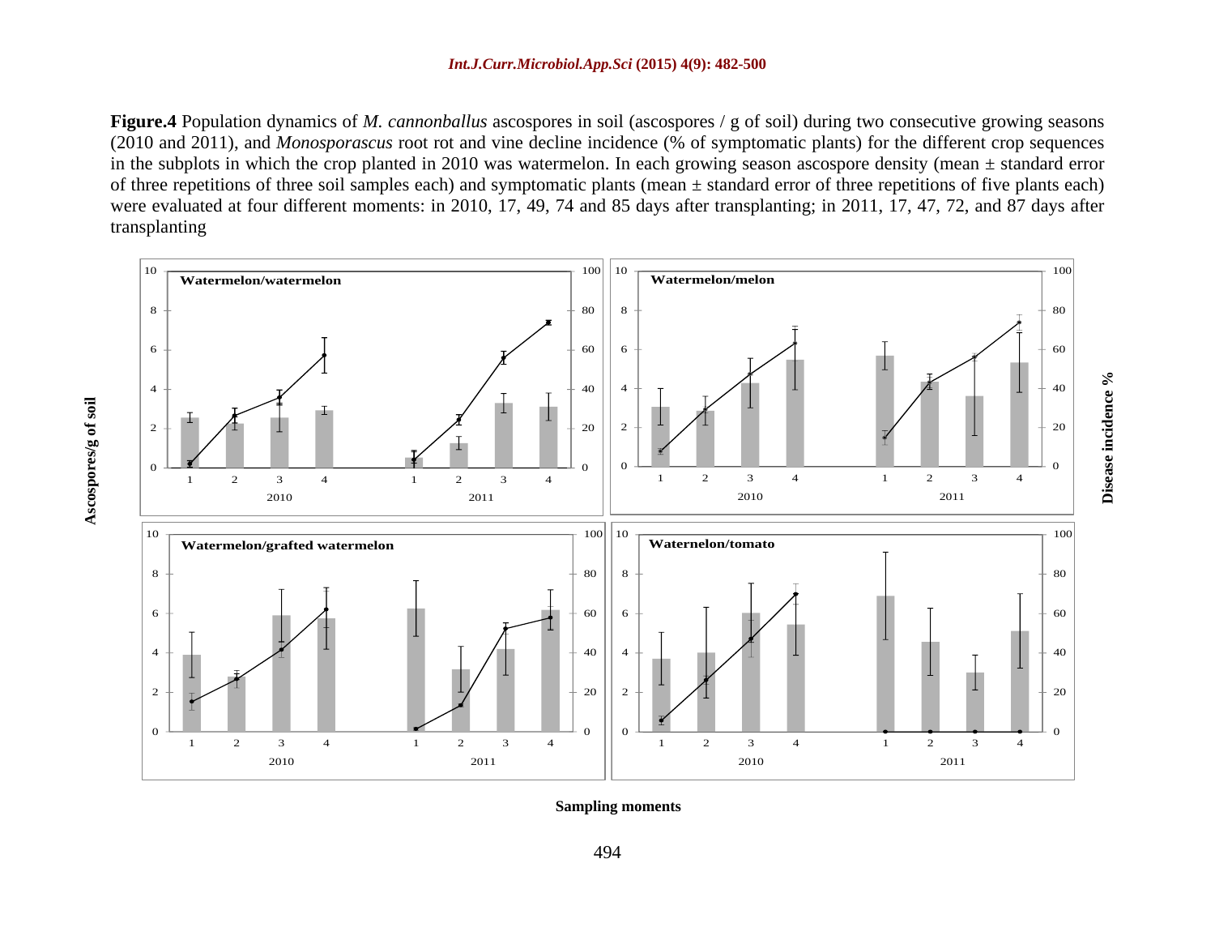**Figure.4** Population dynamics of *M. cannonballus* ascospores in soil (ascospores / g of soil) during two consecutive growing seasons (2010 and 2011), and *Monosporascus* root rot and vine decline incidence (% of symptomatic plants) for the different crop sequences in the subplots in which the crop planted in 2010 was watermelon. In each growing season ascospore density (mean ± standard error of three repetitions of three soil samples each) and symptomatic plants (mean ± standard error of three repetitions of five plants each) were evaluated at four different moments: in 2010, 17, 49, 74 and 85 days after transplanting; in 2011, 17, 47, 72, and 87 days after transplanting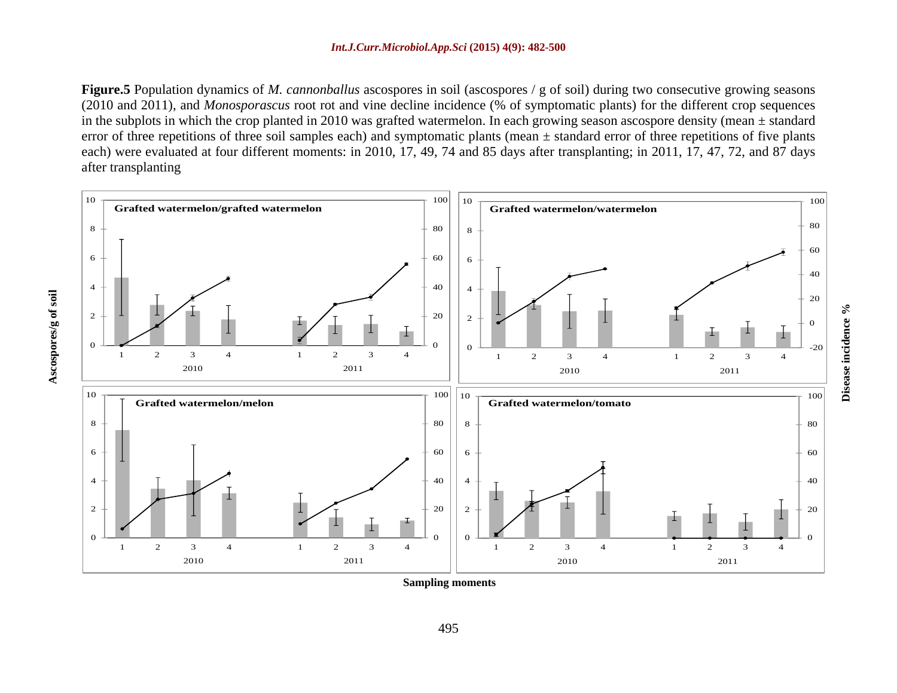**Figure.5** Population dynamics of *M. cannonballus* ascospores in soil (ascospores / g of soil) during two consecutive growing seasons (2010 and 2011), and *Monosporascus* root rot and vine decline incidence (% of symptomatic plants) for the different crop sequences in the subplots in which the crop planted in 2010 was grafted watermelon. In each growing season ascospore density (mean ± standard error of three repetitions of three soil samples each) and symptomatic plants (mean ± standard error of three repetitions of five plants each) were evaluated at four different moments: in 2010, 17, 49, 74 and 85 days after transplanting; in 2011, 17, 47, 72, and 87 days after transplanting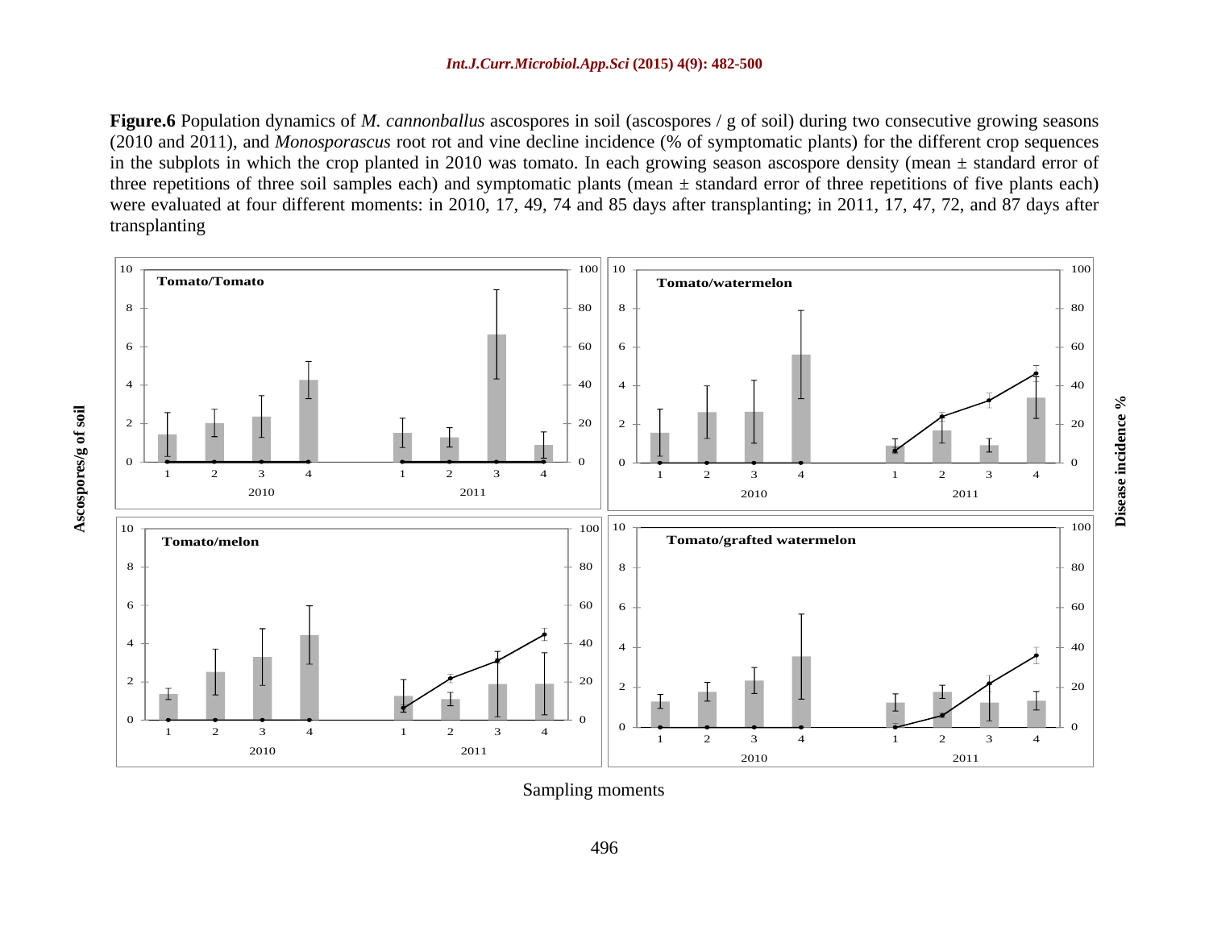**Figure.6** Population dynamics of *M. cannonballus* ascospores in soil (ascospores / g of soil) during two consecutive growing seasons (2010 and 2011), and *Monosporascus* root rot and vine decline incidence (% of symptomatic plants) for the different crop sequences in the subplots in which the crop planted in 2010 was tomato. In each growing season ascospore density (mean ± standard error of three repetitions of three soil samples each) and symptomatic plants (mean ± standard error of three repetitions of five plants each) were evaluated at four different moments: in 2010, 17, 49, 74 and 85 days after transplanting; in 2011, 17, 47, 72, and 87 days after transplanting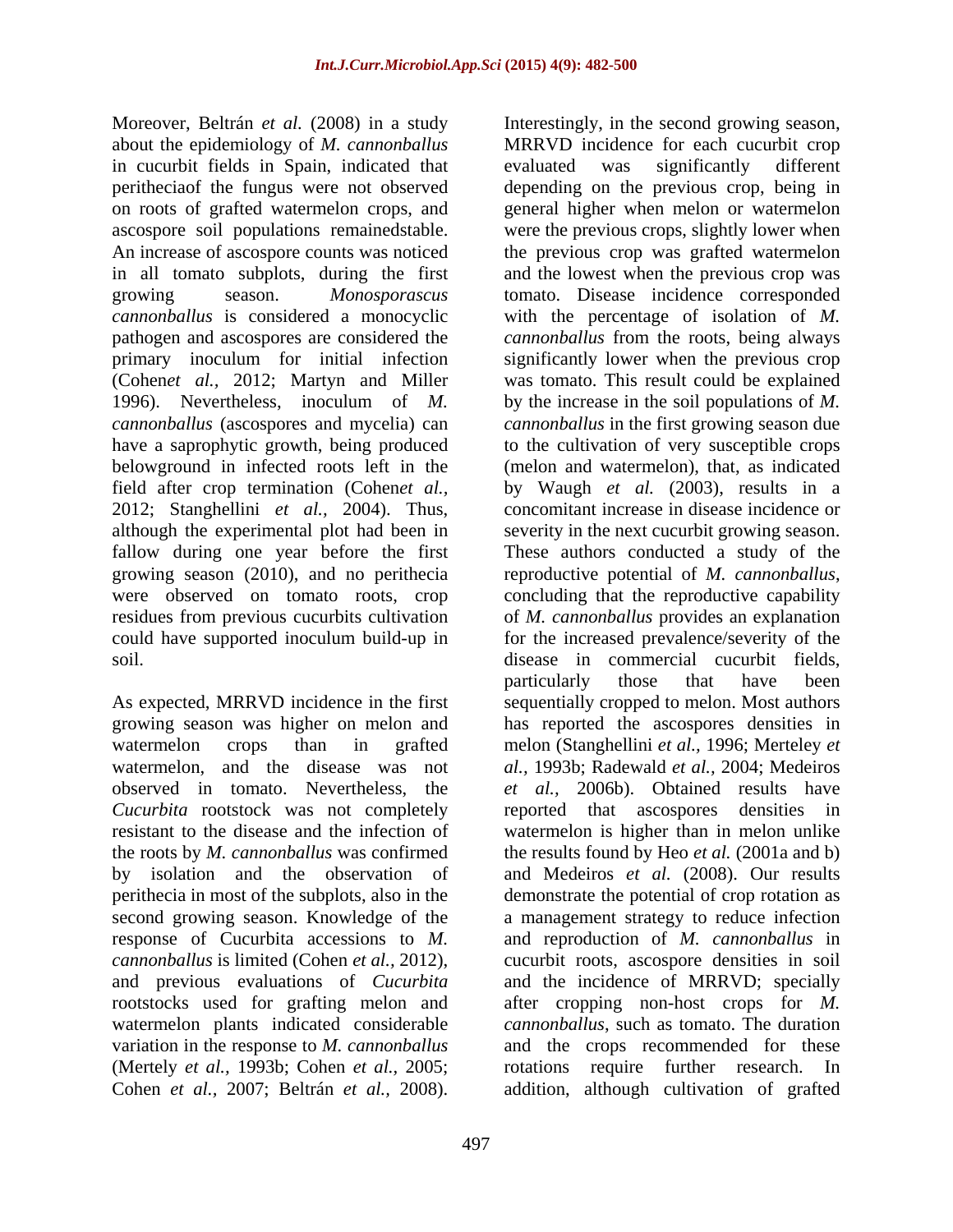Moreover, Beltrán *et al.* (2008) in a study about the epidemiology of *M. cannonballus* in cucurbit fields in Spain, indicated that peritheciaof the fungus were not observed on roots of grafted watermelon crops, and ascospore soil populations remainedstable. An increase of ascospore counts was noticed in all tomato subplots, during the first growing season. *Monosporascus cannonballus* is considered a monocyclic pathogen and ascospores are considered the primary inoculum for initial infection (Cohen*et al.,* 2012; Martyn and Miller 1996). Nevertheless, inoculum of *M. cannonballus* (ascospores and mycelia) can have a saprophytic growth, being produced belowground in infected roots left in the field after crop termination (Cohen*et al.,* 2012; Stanghellini *et al.,* 2004). Thus, although the experimental plot had been in fallow during one year before the first growing season (2010), and no perithecia were observed on tomato roots, crop residues from previous cucurbits cultivation could have supported inoculum build-up in soil.

As expected, MRRVD incidence in the first growing season was higher on melon and watermelon crops than in grafted watermelon, and the disease was not observed in tomato. Nevertheless, the *Cucurbita* rootstock was not completely resistant to the disease and the infection of the roots by *M. cannonballus* was confirmed by isolation and the observation of perithecia in most of the subplots, also in the second growing season. Knowledge of the response of Cucurbita accessions to *M. cannonballus* is limited (Cohen *et al.,* 2012), and previous evaluations of *Cucurbita* rootstocks used for grafting melon and watermelon plants indicated considerable variation in the response to *M. cannonballus* (Mertely *et al.,* 1993b; Cohen *et al.,* 2005; Cohen *et al.,* 2007; Beltrán *et al.,* 2008).

Interestingly, in the second growing season, MRRVD incidence for each cucurbit crop evaluated was significantly different depending on the previous crop, being in general higher when melon or watermelon were the previous crops, slightly lower when the previous crop was grafted watermelon and the lowest when the previous crop was tomato. Disease incidence corresponded with the percentage of isolation of *M. cannonballus* from the roots, being always significantly lower when the previous crop was tomato. This result could be explained by the increase in the soil populations of *M. cannonballus* in the first growing season due to the cultivation of very susceptible crops (melon and watermelon), that, as indicated by Waugh *et al.* (2003), results in a concomitant increase in disease incidence or severity in the next cucurbit growing season. These authors conducted a study of the reproductive potential of *M. cannonballus*, concluding that the reproductive capability of *M. cannonballus* provides an explanation for the increased prevalence/severity of the disease in commercial cucurbit fields, particularly those that have been sequentially cropped to melon. Most authors has reported the ascospores densities in melon (Stanghellini *et al.,* 1996; Merteley *et al.,* 1993b; Radewald *et al.,* 2004; Medeiros *et al.,* 2006b). Obtained results have reported that ascospores densities in watermelon is higher than in melon unlike the results found by Heo *et al.* (2001a and b) and Medeiros *et al.* (2008). Our results demonstrate the potential of crop rotation as a management strategy to reduce infection and reproduction of *M. cannonballus* in cucurbit roots, ascospore densities in soil and the incidence of MRRVD; specially after cropping non-host crops for *M. cannonballus*, such as tomato. The duration and the crops recommended for these rotations require further research. In addition, although cultivation of grafted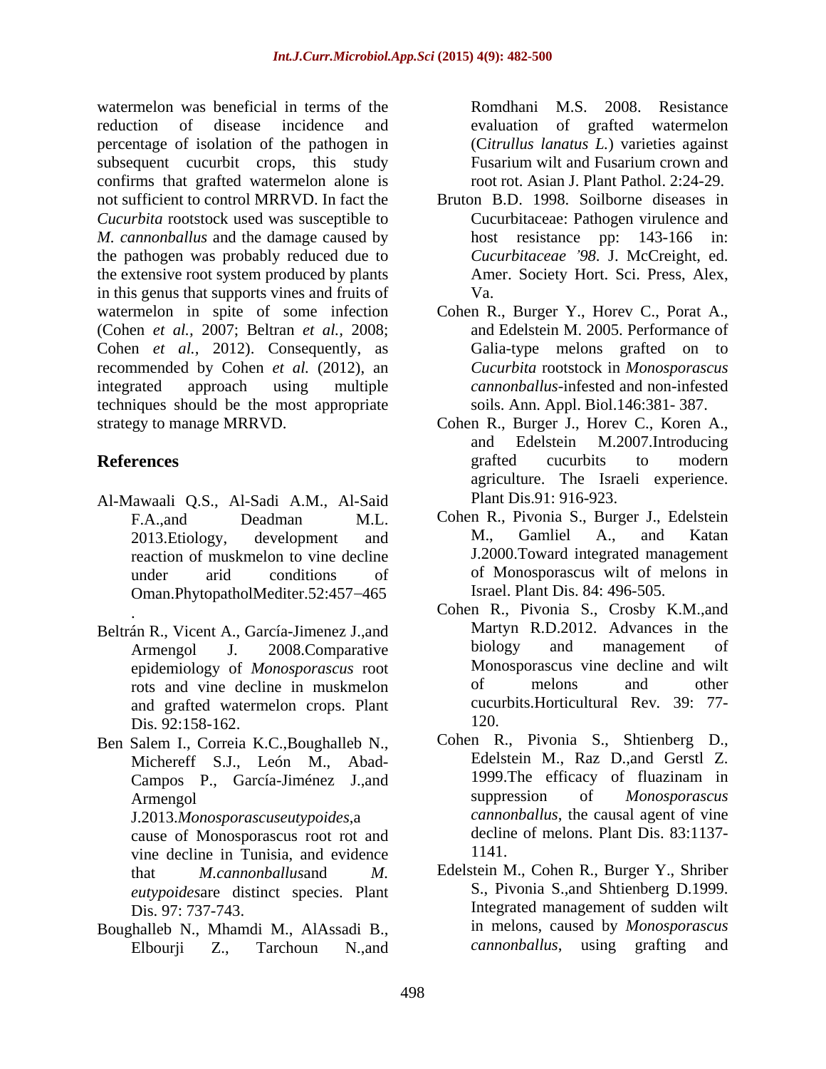watermelon was beneficial in terms of the reduction of disease incidence and percentage of isolation of the pathogen in subsequent cucurbit crops, this study confirms that grafted watermelon alone is not sufficient to control MRRVD. In fact the *Cucurbita* rootstock used was susceptible to *M. cannonballus* and the damage caused by the pathogen was probably reduced due to the extensive root system produced by plants in this genus that supports vines and fruits of watermelon in spite of some infection (Cohen *et al.,* 2007; Beltran *et al.,* 2008; Cohen *et al.,* 2012). Consequently, as recommended by Cohen *et al.* (2012), an integrated approach using multiple techniques should be the most appropriate strategy to manage MRRVD.

## References

Al-Mawaali Q.S., Al-Sadi A.M., Al-Said F.A.,and Deadman M.L. 2013.Etiology, development and reaction of muskmelon to vine decline under arid conditions of Oman.PhytopatholMediter.52:457–465 .

Beltrán R., Vicent A., García-Jimenez J.,and Armengol J. 2008.Comparative epidemiology of *Monosporascus* root rots and vine decline in muskmelon and grafted watermelon crops. Plant Dis. 92:158-162.

Ben Salem I., Correia K.C.,Boughalleb N., Michereff S.J., León M., Abad-Campos P., García-Jiménez J.,and Armengol J.2013.*Monosporascuseutypoides*,a cause of Monosporascus root rot and vine decline in Tunisia, and evidence that *M.cannonballus*and *M. eutypoides*are distinct species. Plant Dis. 97: 737-743.

Boughalleb N., Mhamdi M., AlAssadi B., Elbourji Z., Tarchoun N.,and Romdhani M.S. 2008. Resistance evaluation of grafted watermelon (*Citrullus lanatus L.*) varieties against Fusarium wilt and Fusarium crown and root rot. Asian J. Plant Pathol. 2:24-29.

Bruton B.D. 1998. Soilborne diseases in Cucurbitaceae: Pathogen virulence and host resistance pp: 143-166 in: *Cucurbitaceae '98*. J. McCreight, ed. Amer. Society Hort. Sci. Press, Alex, Va.

Cohen R., Burger Y., Horev C., Porat A., and Edelstein M. 2005. Performance of Galia-type melons grafted on to *Cucurbita* rootstock in *Monosporascus cannonballus*-infested and non-infested soils. Ann. Appl. Biol.146:381- 387.

Cohen R., Burger J., Horev C., Koren A., and Edelstein M.2007.Introducing grafted cucurbits to modern agriculture. The Israeli experience. Plant Dis.91: 916-923.

Cohen R., Pivonia S., Burger J., Edelstein M., Gamliel A., and Katan J.2000.Toward integrated management of Monosporascus wilt of melons in Israel. Plant Dis. 84: 496-505.

Cohen R., Pivonia S., Crosby K.M.,and Martyn R.D.2012. Advances in the biology and management of Monosporascus vine decline and wilt of melons and other cucurbits.Horticultural Rev. 39: 77-120.

Cohen R., Pivonia S., Shtienberg D., Edelstein M., Raz D.,and Gerstl Z. 1999.The efficacy of fluazinam in suppression of *Monosporascus cannonballus*, the causal agent of vine decline of melons. Plant Dis. 83:1137-1141.

Edelstein M., Cohen R., Burger Y., Shriber S., Pivonia S.,and Shtienberg D.1999. Integrated management of sudden wilt in melons, caused by *Monosporascus cannonballus*, using grafting and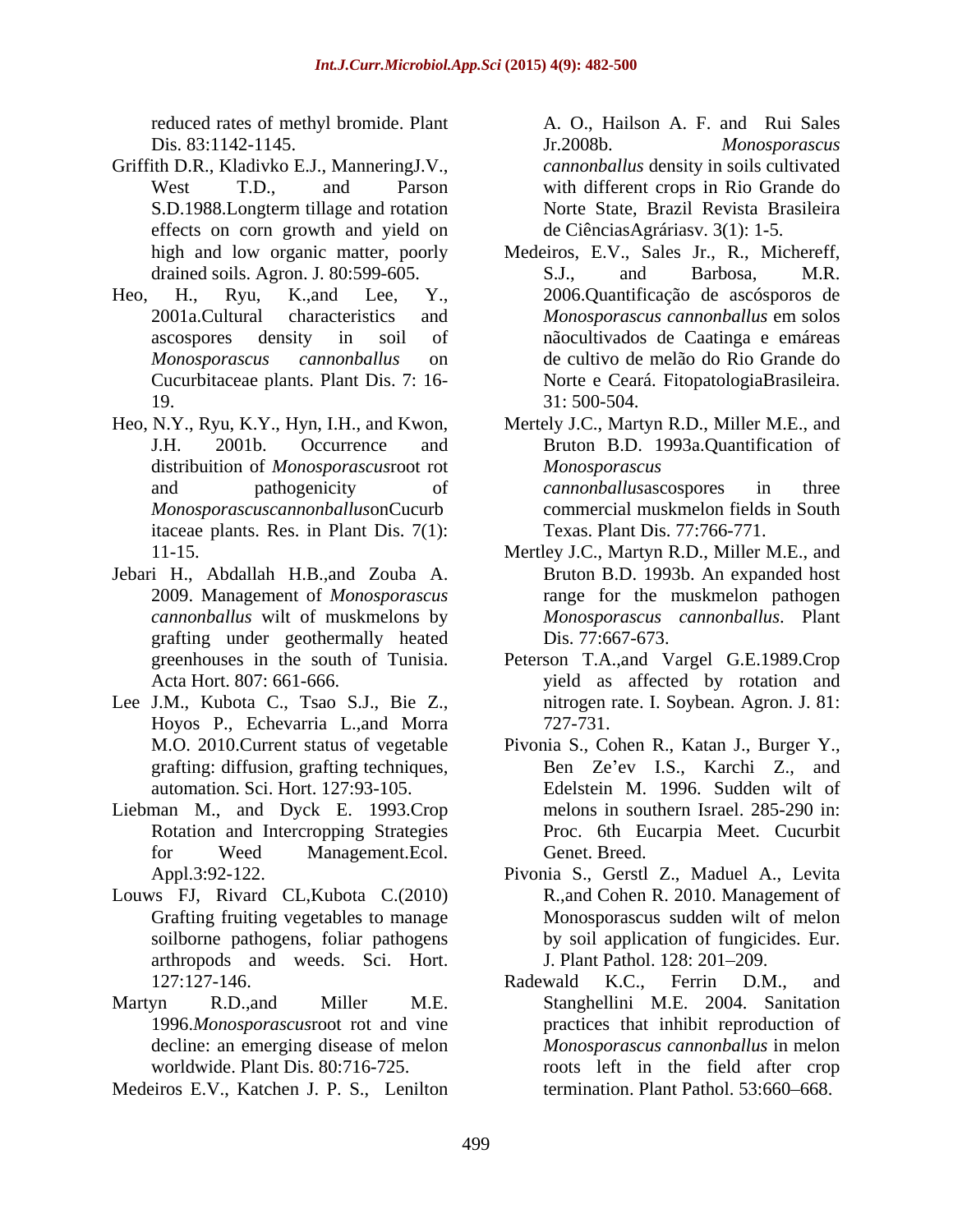reduced rates of methyl bromide. Plant Dis. 83:1142-1145.

Griffith D.R., Kladivko E.J., ManneringJ.V., West T.D., and Parson S.D.1988.Longterm tillage and rotation effects on corn growth and yield on high and low organic matter, poorly drained soils. Agron. J. 80:599-605.

Heo, H., Ryu, K.,and Lee, Y., 2001a.Cultural characteristics and ascospores density in soil of *Monosporascus cannonballus* on Cucurbitaceae plants. Plant Dis. 7: 16-19.

Heo, N.Y., Ryu, K.Y., Hyn, I.H., and Kwon, J.H. 2001b. Occurrence and distribuition of *Monosporascus*root rot and pathogenicity of *Monosporascuscannonballus*onCucurbitaceae plants. Res. in Plant Dis. 7(1): 11-15.

Jebari H., Abdallah H.B.,and Zouba A. 2009. Management of *Monosporascus cannonballus* wilt of muskmelons by grafting under geothermally heated greenhouses in the south of Tunisia. Acta Hort. 807: 661-666.

Lee J.M., Kubota C., Tsao S.J., Bie Z., Hoyos P., Echevarria L.,and Morra M.O. 2010.Current status of vegetable grafting: diffusion, grafting techniques, automation. Sci. Hort. 127:93-105.

Liebman M., and Dyck E. 1993.Crop Rotation and Intercropping Strategies for Weed Management.Ecol. Appl.3:92-122.

Louws FJ, Rivard CL,Kubota C.(2010) Grafting fruiting vegetables to manage soilborne pathogens, foliar pathogens arthropods and weeds. Sci. Hort. 127:127-146.

Martyn R.D.,and Miller M.E. 1996.*Monosporascus*root rot and vine decline: an emerging disease of melon worldwide. Plant Dis. 80:716-725.

Medeiros E.V., Katchen J. P. S., Lenilton A. O., Hailson A. F. and Rui Sales Jr.2008b. *Monosporascus cannonballus* density in soils cultivated with different crops in Rio Grande do Norte State, Brazil Revista Brasileira de CiênciasAgráriasv. 3(1): 1-5.

Medeiros, E.V., Sales Jr., R., Michereff, S.J., and Barbosa, M.R. 2006.Quantificação de ascósporos de *Monosporascus cannonballus* em solos nãocultivados de Caatinga e emáreas de cultivo de melão do Rio Grande do Norte e Ceará. FitopatologiaBrasileira. 31: 500-504.

Merteley J.C., Martyn R.D., Miller M.E., and Bruton B.D. 1993a.Quantification of *Monosporascus cannonballus*ascospores in three commercial muskmelon fields in South Texas. Plant Dis. 77:766-771.

Mertley J.C., Martyn R.D., Miller M.E., and Bruton B.D. 1993b. An expanded host range for the muskmelon pathogen *Monosporascus cannonballus*. Plant Dis. 77:667-673.

Peterson T.A.,and Vargel G.E.1989.Crop yield as affected by rotation and nitrogen rate. I. Soybean. Agron. J. 81: 727-731.

Pivonia S., Cohen R., Katan J., Burger Y., Ben Ze'ev I.S., Karchi Z., and Edelstein M. 1996. Sudden wilt of melons in southern Israel. 285-290 in: Proc. 6th Eucarpia Meet. Cucurbit Genet. Breed.

Pivonia S., Gerstl Z., Maduel A., Levita R.,and Cohen R. 2010. Management of Monosporascus sudden wilt of melon by soil application of fungicides. Eur. J. Plant Pathol. 128: 201–209.

Radewald K.C., Ferrin D.M., and Stanghellini M.E. 2004. Sanitation practices that inhibit reproduction of *Monosporascus cannonballus* in melon roots left in the field after crop termination. Plant Pathol. 53:660–668.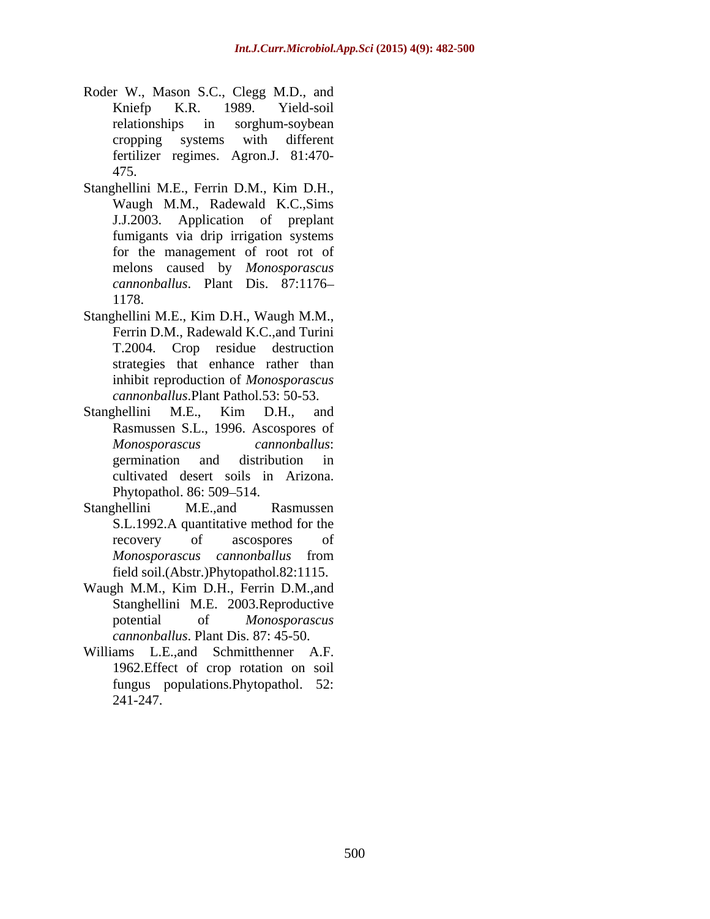Roder W., Mason S.C., Clegg M.D., and Kniefp K.R. 1989. Yield-soil relationships in sorghum-soybean cropping systems with different fertilizer regimes. Agron.J. 81:470-475.

Stanghellini M.E., Ferrin D.M., Kim D.H., Waugh M.M., Radewald K.C.,Sims J.J.2003. Application of preplant fumigants via drip irrigation systems for the management of root rot of melons caused by *Monosporascus cannonballus*. Plant Dis. 87:1176–1178.

Stanghellini M.E., Kim D.H., Waugh M.M., Ferrin D.M., Radewald K.C.,and Turini T.2004. Crop residue destruction strategies that enhance rather than inhibit reproduction of *Monosporascus cannonballus*.Plant Pathol.53: 50-53.

Stanghellini M.E., Kim D.H., and Rasmussen S.L., 1996. Ascospores of *Monosporascus cannonballus*: germination and distribution in cultivated desert soils in Arizona. Phytopathol. 86: 509–514.

Stanghellini M.E.,and Rasmussen S.L.1992.A quantitative method for the recovery of ascospores of *Monosporascus cannonballus* from field soil.(Abstr.)Phytopathol.82:1115.

Waugh M.M., Kim D.H., Ferrin D.M.,and Stanghellini M.E. 2003.Reproductive potential of *Monosporascus cannonballus*. Plant Dis. 87: 45-50.

Williams L.E.,and Schmitthenner A.F. 1962.Effect of crop rotation on soil fungus populations.Phytopathol. 52: 241-247.